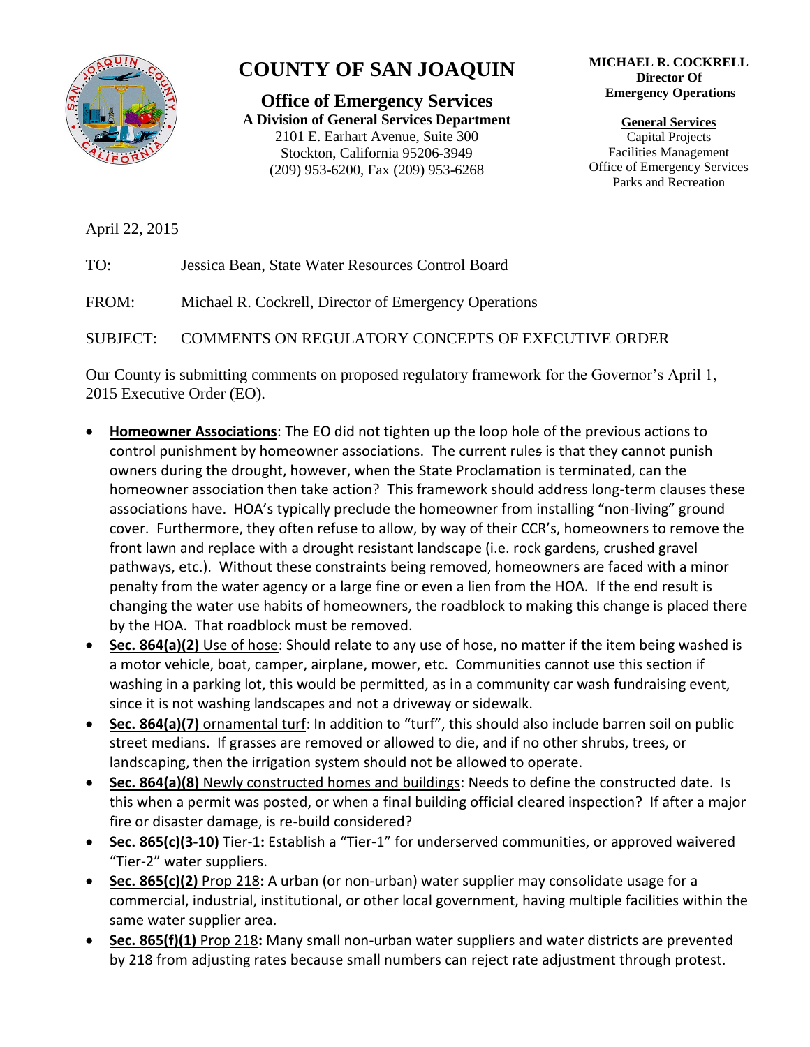# COUNTY OF SAN JOAQUIN

## Office of Emergency Services

**A Division of General Services Department**
2101 E. Earhart Avenue, Suite 300
Stockton, California 95206-3949
(209) 953-6200, Fax (209) 953-6268

**MICHAEL R. COCKRELL**
**Director Of**
**Emergency Operations**

**General Services**
Capital Projects
Facilities Management
Office of Emergency Services
Parks and Recreation

April 22, 2015

TO: Jessica Bean, State Water Resources Control Board

FROM: Michael R. Cockrell, Director of Emergency Operations

SUBJECT: COMMENTS ON REGULATORY CONCEPTS OF EXECUTIVE ORDER

Our County is submitting comments on proposed regulatory framework for the Governor's April 1, 2015 Executive Order (EO).

- **Homeowner Associations**: The EO did not tighten up the loop hole of the previous actions to control punishment by homeowner associations. The current rules is that they cannot punish owners during the drought, however, when the State Proclamation is terminated, can the homeowner association then take action? This framework should address long-term clauses these associations have. HOA's typically preclude the homeowner from installing "non-living" ground cover. Furthermore, they often refuse to allow, by way of their CCR's, homeowners to remove the front lawn and replace with a drought resistant landscape (i.e. rock gardens, crushed gravel pathways, etc.). Without these constraints being removed, homeowners are faced with a minor penalty from the water agency or a large fine or even a lien from the HOA. If the end result is changing the water use habits of homeowners, the roadblock to making this change is placed there by the HOA. That roadblock must be removed.
- **Sec. 864(a)(2)** Use of hose: Should relate to any use of hose, no matter if the item being washed is a motor vehicle, boat, camper, airplane, mower, etc. Communities cannot use this section if washing in a parking lot, this would be permitted, as in a community car wash fundraising event, since it is not washing landscapes and not a driveway or sidewalk.
- **Sec. 864(a)(7)** ornamental turf: In addition to "turf", this should also include barren soil on public street medians. If grasses are removed or allowed to die, and if no other shrubs, trees, or landscaping, then the irrigation system should not be allowed to operate.
- **Sec. 864(a)(8)** Newly constructed homes and buildings: Needs to define the constructed date. Is this when a permit was posted, or when a final building official cleared inspection? If after a major fire or disaster damage, is re-build considered?
- **Sec. 865(c)(3-10)** Tier-1**:** Establish a "Tier-1" for underserved communities, or approved waivered "Tier-2" water suppliers.
- **Sec. 865(c)(2)** Prop 218**:** A urban (or non-urban) water supplier may consolidate usage for a commercial, industrial, institutional, or other local government, having multiple facilities within the same water supplier area.
- **Sec. 865(f)(1)** Prop 218**:** Many small non-urban water suppliers and water districts are prevented by 218 from adjusting rates because small numbers can reject rate adjustment through protest.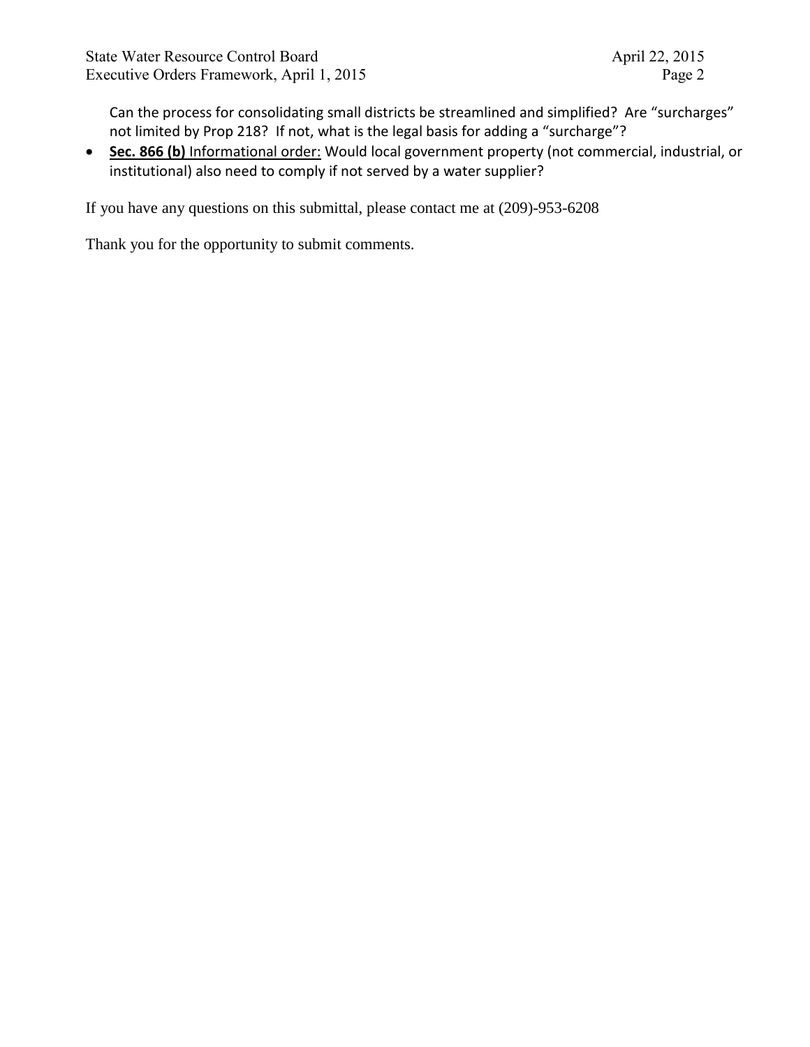Can the process for consolidating small districts be streamlined and simplified? Are "surcharges" not limited by Prop 218? If not, what is the legal basis for adding a "surcharge"?

- **<u>Sec. 866 (b)</u>** <u>Informational order:</u> Would local government property (not commercial, industrial, or institutional) also need to comply if not served by a water supplier?

If you have any questions on this submittal, please contact me at (209)-953-6208

Thank you for the opportunity to submit comments.